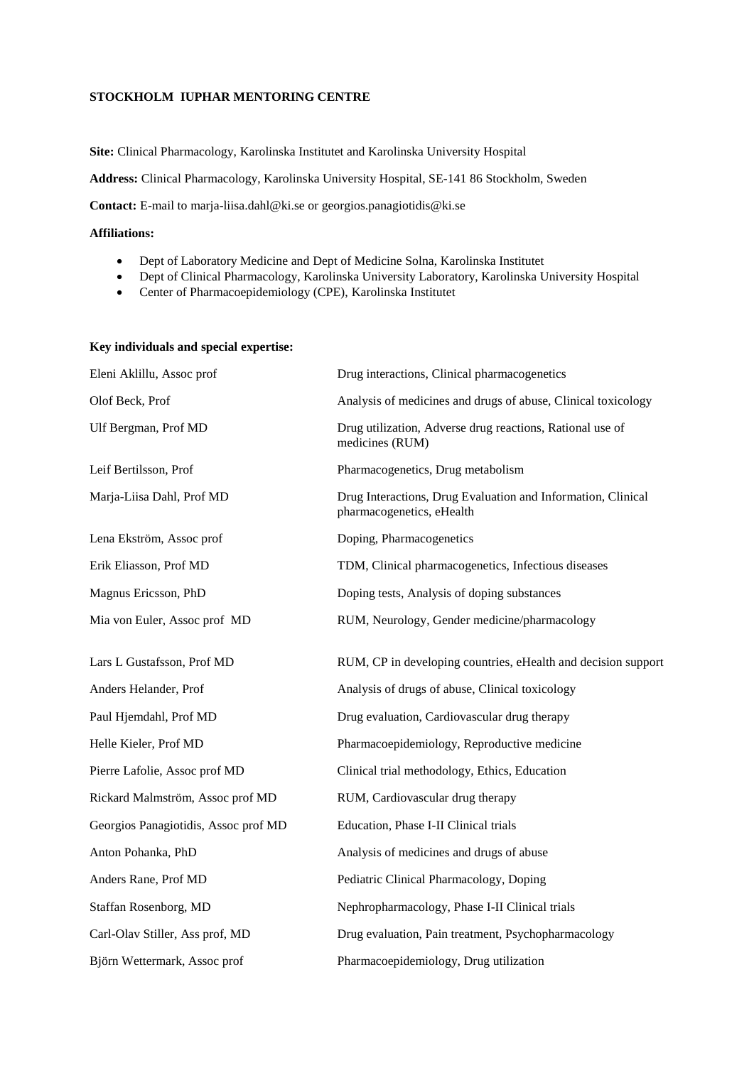**STOCKHOLM IUPHAR MENTORING CENTRE**

**Site:** Clinical Pharmacology, Karolinska Institutet and Karolinska University Hospital

**Address:** Clinical Pharmacology, Karolinska University Hospital, SE-141 86 Stockholm, Sweden

**Contact:** E-mail to marja-liisa.dahl@ki.se or georgios.panagiotidis@ki.se

**Affiliations:**

- Dept of Laboratory Medicine and Dept of Medicine Solna, Karolinska Institutet
- Dept of Clinical Pharmacology, Karolinska University Laboratory, Karolinska University Hospital
- Center of Pharmacoepidemiology (CPE), Karolinska Institutet

**Key individuals and special expertise:**

| | |
|---|---|
| Eleni Aklillu, Assoc prof | Drug interactions, Clinical pharmacogenetics |
| Olof Beck, Prof | Analysis of medicines and drugs of abuse, Clinical toxicology |
| Ulf Bergman, Prof MD | Drug utilization, Adverse drug reactions, Rational use of medicines (RUM) |
| Leif Bertilsson, Prof | Pharmacogenetics, Drug metabolism |
| Marja-Liisa Dahl, Prof MD | Drug Interactions, Drug Evaluation and Information, Clinical pharmacogenetics, eHealth |
| Lena Ekström, Assoc prof | Doping, Pharmacogenetics |
| Erik Eliasson, Prof MD | TDM, Clinical pharmacogenetics, Infectious diseases |
| Magnus Ericsson, PhD | Doping tests, Analysis of doping substances |
| Mia von Euler, Assoc prof MD | RUM, Neurology, Gender medicine/pharmacology |
| Lars L Gustafsson, Prof MD | RUM, CP in developing countries, eHealth and decision support |
| Anders Helander, Prof | Analysis of drugs of abuse, Clinical toxicology |
| Paul Hjemdahl, Prof MD | Drug evaluation, Cardiovascular drug therapy |
| Helle Kieler, Prof MD | Pharmacoepidemiology, Reproductive medicine |
| Pierre Lafolie, Assoc prof MD | Clinical trial methodology, Ethics, Education |
| Rickard Malmström, Assoc prof MD | RUM, Cardiovascular drug therapy |
| Georgios Panagiotidis, Assoc prof MD | Education, Phase I-II Clinical trials |
| Anton Pohanka, PhD | Analysis of medicines and drugs of abuse |
| Anders Rane, Prof MD | Pediatric Clinical Pharmacology, Doping |
| Staffan Rosenborg, MD | Nephropharmacology, Phase I-II Clinical trials |
| Carl-Olav Stiller, Ass prof, MD | Drug evaluation, Pain treatment, Psychopharmacology |
| Björn Wettermark, Assoc prof | Pharmacoepidemiology, Drug utilization |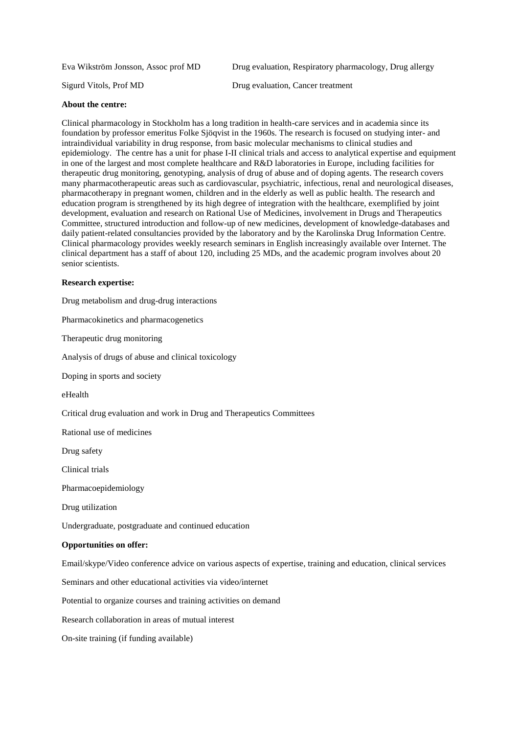| | |
|---|---|
| Eva Wikström Jonsson, Assoc prof MD | Drug evaluation, Respiratory pharmacology, Drug allergy |
| Sigurd Vitols, Prof MD | Drug evaluation, Cancer treatment |

**About the centre:**

Clinical pharmacology in Stockholm has a long tradition in health-care services and in academia since its foundation by professor emeritus Folke Sjöqvist in the 1960s. The research is focused on studying inter- and intraindividual variability in drug response, from basic molecular mechanisms to clinical studies and epidemiology. The centre has a unit for phase I-II clinical trials and access to analytical expertise and equipment in one of the largest and most complete healthcare and R&D laboratories in Europe, including facilities for therapeutic drug monitoring, genotyping, analysis of drug of abuse and of doping agents. The research covers many pharmacotherapeutic areas such as cardiovascular, psychiatric, infectious, renal and neurological diseases, pharmacotherapy in pregnant women, children and in the elderly as well as public health. The research and education program is strengthened by its high degree of integration with the healthcare, exemplified by joint development, evaluation and research on Rational Use of Medicines, involvement in Drugs and Therapeutics Committee, structured introduction and follow-up of new medicines, development of knowledge-databases and daily patient-related consultancies provided by the laboratory and by the Karolinska Drug Information Centre. Clinical pharmacology provides weekly research seminars in English increasingly available over Internet. The clinical department has a staff of about 120, including 25 MDs, and the academic program involves about 20 senior scientists.

**Research expertise:**

Drug metabolism and drug-drug interactions

Pharmacokinetics and pharmacogenetics

Therapeutic drug monitoring

Analysis of drugs of abuse and clinical toxicology

Doping in sports and society

eHealth

Critical drug evaluation and work in Drug and Therapeutics Committees

Rational use of medicines

Drug safety

Clinical trials

Pharmacoepidemiology

Drug utilization

Undergraduate, postgraduate and continued education

**Opportunities on offer:**

Email/skype/Video conference advice on various aspects of expertise, training and education, clinical services

Seminars and other educational activities via video/internet

Potential to organize courses and training activities on demand

Research collaboration in areas of mutual interest

On-site training (if funding available)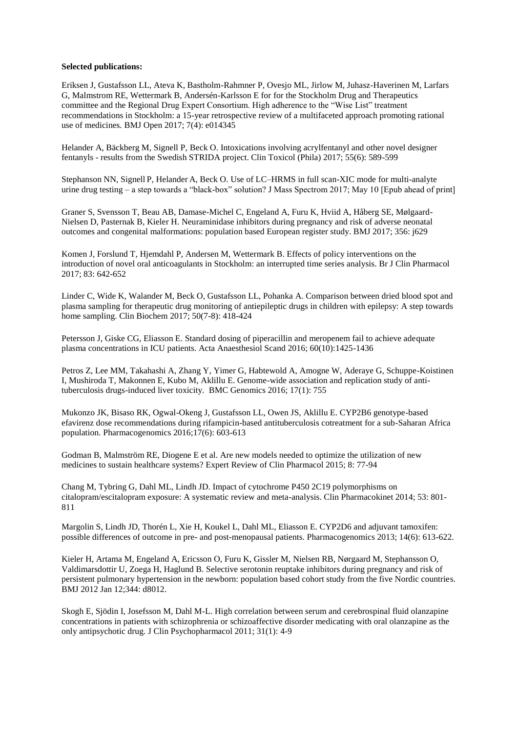**Selected publications:**

Eriksen J, Gustafsson LL, Ateva K, Bastholm-Rahmner P, Ovesjo ML, Jirlow M, Juhasz-Haverinen M, Larfars G, Malmstrom RE, Wettermark B, Andersén-Karlsson E for for the Stockholm Drug and Therapeutics committee and the Regional Drug Expert Consortium. High adherence to the "Wise List" treatment recommendations in Stockholm: a 15-year retrospective review of a multifaceted approach promoting rational use of medicines. BMJ Open 2017; 7(4): e014345

Helander A, Bäckberg M, Signell P, Beck O. Intoxications involving acrylfentanyl and other novel designer fentanyls - results from the Swedish STRIDA project. Clin Toxicol (Phila) 2017; 55(6): 589-599

Stephanson NN, Signell P, Helander A, Beck O. Use of LC–HRMS in full scan-XIC mode for multi-analyte urine drug testing – a step towards a "black-box" solution? J Mass Spectrom 2017; May 10 [Epub ahead of print]

Graner S, Svensson T, Beau AB, Damase-Michel C, Engeland A, Furu K, Hviid A, Håberg SE, Mølgaard-Nielsen D, Pasternak B, Kieler H. Neuraminidase inhibitors during pregnancy and risk of adverse neonatal outcomes and congenital malformations: population based European register study. BMJ 2017; 356: j629

Komen J, Forslund T, Hjemdahl P, Andersen M, Wettermark B. Effects of policy interventions on the introduction of novel oral anticoagulants in Stockholm: an interrupted time series analysis. Br J Clin Pharmacol 2017; 83: 642-652

Linder C, Wide K, Walander M, Beck O, Gustafsson LL, Pohanka A. Comparison between dried blood spot and plasma sampling for therapeutic drug monitoring of antiepileptic drugs in children with epilepsy: A step towards home sampling. Clin Biochem 2017; 50(7-8): 418-424

Petersson J, Giske CG, Eliasson E. Standard dosing of piperacillin and meropenem fail to achieve adequate plasma concentrations in ICU patients. Acta Anaesthesiol Scand 2016; 60(10):1425-1436

Petros Z, Lee MM, Takahashi A, Zhang Y, Yimer G, Habtewold A, Amogne W, Aderaye G, Schuppe-Koistinen I, Mushiroda T, Makonnen E, Kubo M, Aklillu E. Genome-wide association and replication study of anti-tuberculosis drugs-induced liver toxicity. BMC Genomics 2016; 17(1): 755

Mukonzo JK, Bisaso RK, Ogwal-Okeng J, Gustafsson LL, Owen JS, Aklillu E. CYP2B6 genotype-based efavirenz dose recommendations during rifampicin-based antituberculosis cotreatment for a sub-Saharan Africa population. Pharmacogenomics 2016;17(6): 603-613

Godman B, Malmström RE, Diogene E et al. Are new models needed to optimize the utilization of new medicines to sustain healthcare systems? Expert Review of Clin Pharmacol 2015; 8: 77-94

Chang M, Tybring G, Dahl ML, Lindh JD. Impact of cytochrome P450 2C19 polymorphisms on citalopram/escitalopram exposure: A systematic review and meta-analysis. Clin Pharmacokinet 2014; 53: 801-811

Margolin S, Lindh JD, Thorén L, Xie H, Koukel L, Dahl ML, Eliasson E. CYP2D6 and adjuvant tamoxifen: possible differences of outcome in pre- and post-menopausal patients. Pharmacogenomics 2013; 14(6): 613-622.

Kieler H, Artama M, Engeland A, Ericsson O, Furu K, Gissler M, Nielsen RB, Nørgaard M, Stephansson O, Valdimarsdottir U, Zoega H, Haglund B. Selective serotonin reuptake inhibitors during pregnancy and risk of persistent pulmonary hypertension in the newborn: population based cohort study from the five Nordic countries. BMJ 2012 Jan 12;344: d8012.

Skogh E, Sjödin I, Josefsson M, Dahl M-L. High correlation between serum and cerebrospinal fluid olanzapine concentrations in patients with schizophrenia or schizoaffective disorder medicating with oral olanzapine as the only antipsychotic drug. J Clin Psychopharmacol 2011; 31(1): 4-9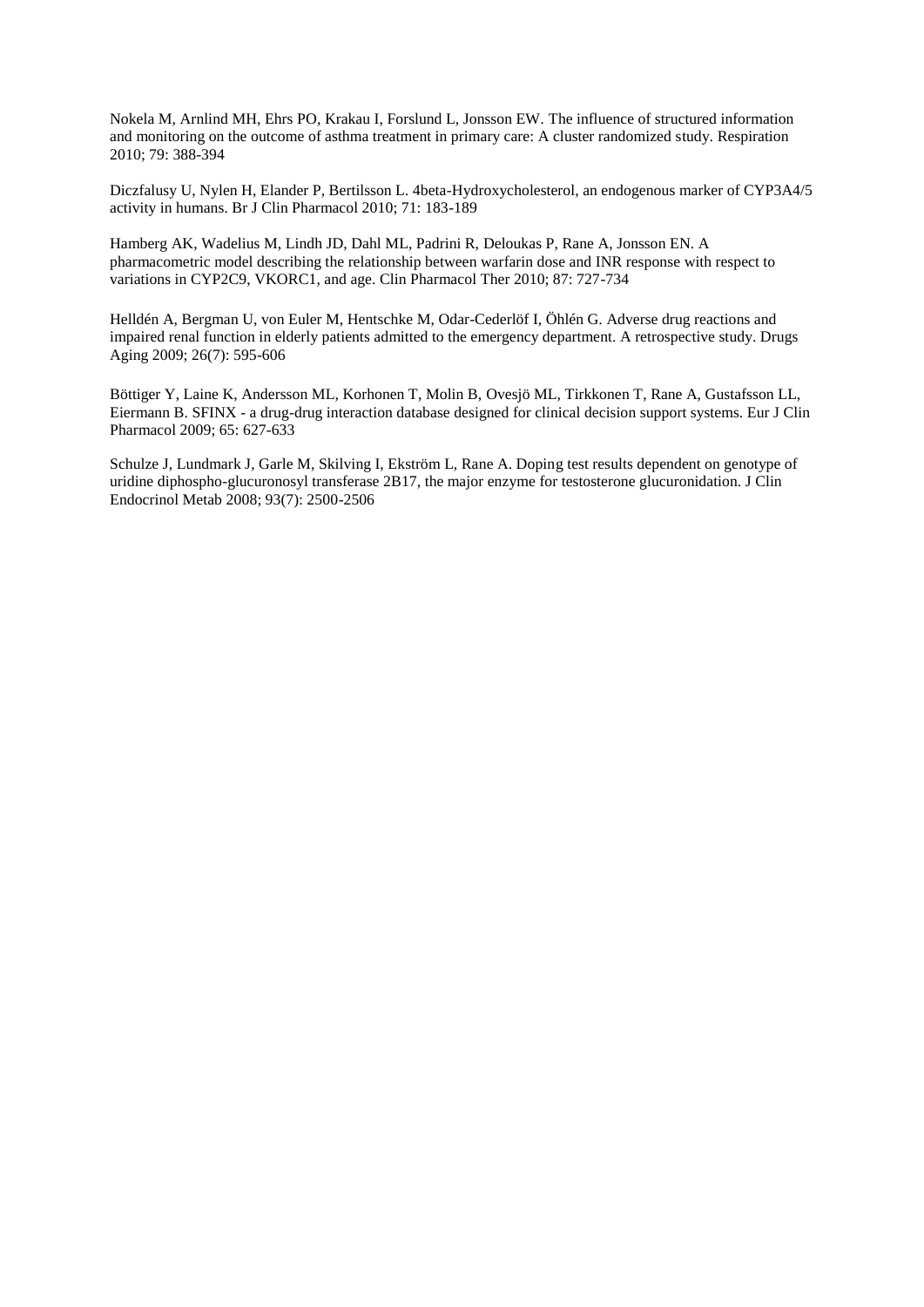Nokela M, Arnlind MH, Ehrs PO, Krakau I, Forslund L, Jonsson EW. The influence of structured information and monitoring on the outcome of asthma treatment in primary care: A cluster randomized study. Respiration 2010; 79: 388-394

Diczfalusy U, Nylen H, Elander P, Bertilsson L. 4beta-Hydroxycholesterol, an endogenous marker of CYP3A4/5 activity in humans. Br J Clin Pharmacol 2010; 71: 183-189

Hamberg AK, Wadelius M, Lindh JD, Dahl ML, Padrini R, Deloukas P, Rane A, Jonsson EN. A pharmacometric model describing the relationship between warfarin dose and INR response with respect to variations in CYP2C9, VKORC1, and age. Clin Pharmacol Ther 2010; 87: 727-734

Helldén A, Bergman U, von Euler M, Hentschke M, Odar-Cederlöf I, Öhlén G. Adverse drug reactions and impaired renal function in elderly patients admitted to the emergency department. A retrospective study. Drugs Aging 2009; 26(7): 595-606

Böttiger Y, Laine K, Andersson ML, Korhonen T, Molin B, Ovesjö ML, Tirkkonen T, Rane A, Gustafsson LL, Eiermann B. SFINX - a drug-drug interaction database designed for clinical decision support systems. Eur J Clin Pharmacol 2009; 65: 627-633

Schulze J, Lundmark J, Garle M, Skilving I, Ekström L, Rane A. Doping test results dependent on genotype of uridine diphospho-glucuronosyl transferase 2B17, the major enzyme for testosterone glucuronidation. J Clin Endocrinol Metab 2008; 93(7): 2500-2506